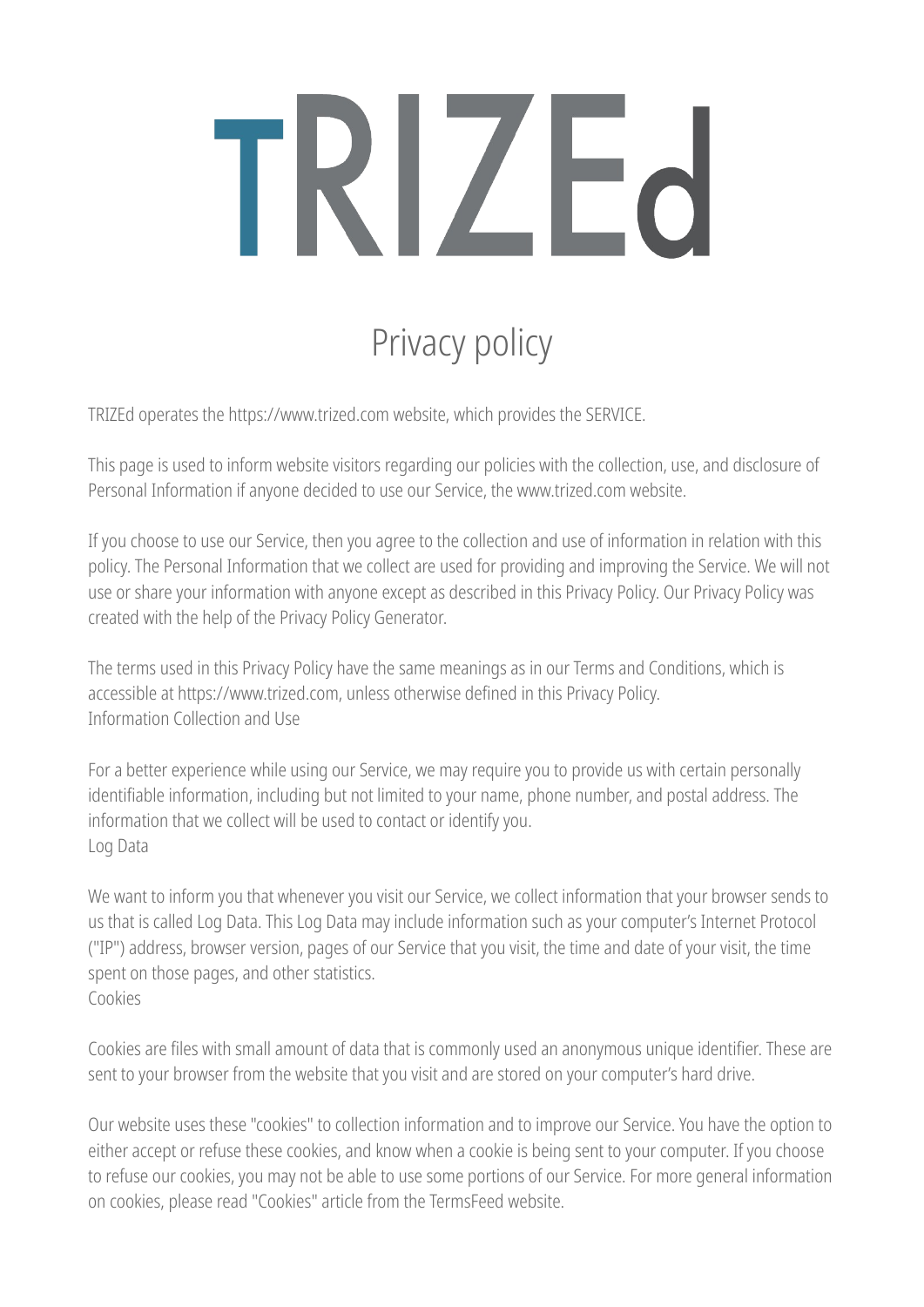# TRIZEd

## Privacy policy

TRIZEd operates the https://www.trized.com website, which provides the SERVICE.

This page is used to inform website visitors regarding our policies with the collection, use, and disclosure of Personal Information if anyone decided to use our Service, the www.trized.com website.

If you choose to use our Service, then you agree to the collection and use of information in relation with this policy. The Personal Information that we collect are used for providing and improving the Service. We will not use or share your information with anyone except as described in this Privacy Policy. Our Privacy Policy was created with the help of the Privacy Policy Generator.

The terms used in this Privacy Policy have the same meanings as in our Terms and Conditions, which is accessible at https://www.trized.com, unless otherwise defined in this Privacy Policy.

### Information Collection and Use

For a better experience while using our Service, we may require you to provide us with certain personally identifiable information, including but not limited to your name, phone number, and postal address. The information that we collect will be used to contact or identify you.

### Log Data

We want to inform you that whenever you visit our Service, we collect information that your browser sends to us that is called Log Data. This Log Data may include information such as your computer's Internet Protocol ("IP") address, browser version, pages of our Service that you visit, the time and date of your visit, the time spent on those pages, and other statistics.

### Cookies

Cookies are files with small amount of data that is commonly used an anonymous unique identifier. These are sent to your browser from the website that you visit and are stored on your computer's hard drive.

Our website uses these "cookies" to collection information and to improve our Service. You have the option to either accept or refuse these cookies, and know when a cookie is being sent to your computer. If you choose to refuse our cookies, you may not be able to use some portions of our Service. For more general information on cookies, please read "Cookies" article from the TermsFeed website.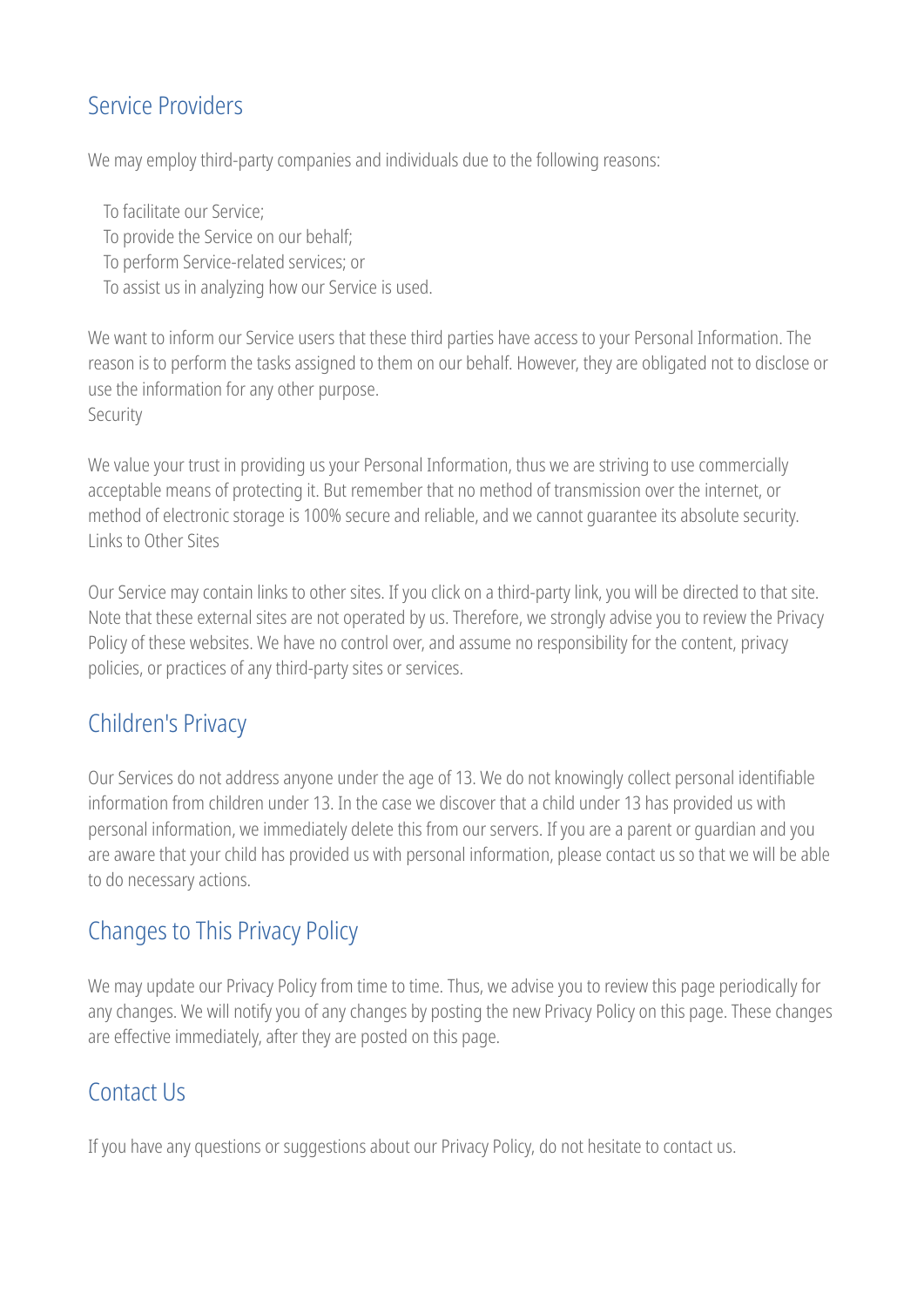## Service Providers

We may employ third-party companies and individuals due to the following reasons:

- To facilitate our Service;
- To provide the Service on our behalf;
- To perform Service-related services; or
- To assist us in analyzing how our Service is used.

We want to inform our Service users that these third parties have access to your Personal Information. The reason is to perform the tasks assigned to them on our behalf. However, they are obligated not to disclose or use the information for any other purpose.
Security

We value your trust in providing us your Personal Information, thus we are striving to use commercially acceptable means of protecting it. But remember that no method of transmission over the internet, or method of electronic storage is 100% secure and reliable, and we cannot guarantee its absolute security.
Links to Other Sites

Our Service may contain links to other sites. If you click on a third-party link, you will be directed to that site. Note that these external sites are not operated by us. Therefore, we strongly advise you to review the Privacy Policy of these websites. We have no control over, and assume no responsibility for the content, privacy policies, or practices of any third-party sites or services.

## Children's Privacy

Our Services do not address anyone under the age of 13. We do not knowingly collect personal identifiable information from children under 13. In the case we discover that a child under 13 has provided us with personal information, we immediately delete this from our servers. If you are a parent or guardian and you are aware that your child has provided us with personal information, please contact us so that we will be able to do necessary actions.

## Changes to This Privacy Policy

We may update our Privacy Policy from time to time. Thus, we advise you to review this page periodically for any changes. We will notify you of any changes by posting the new Privacy Policy on this page. These changes are effective immediately, after they are posted on this page.

## Contact Us

If you have any questions or suggestions about our Privacy Policy, do not hesitate to contact us.